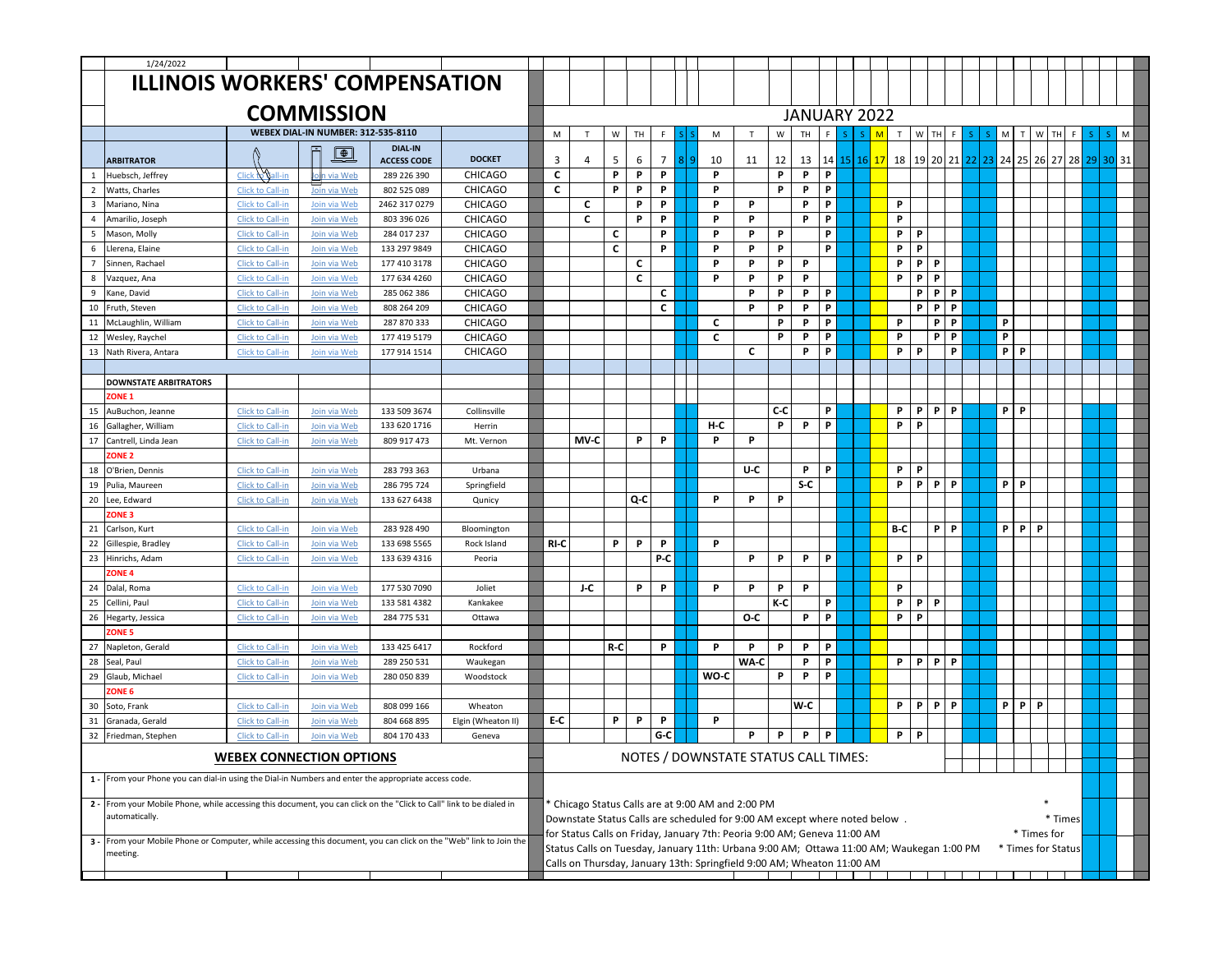1/24/2022

# ILLINOIS WORKERS' COMPENSATION COMMISSION

## JANUARY 2022

WEBEX DIAL-IN NUMBER: 312-535-8110

| # | ARBITRATOR | | | DIAL-IN ACCESS CODE | DOCKET | M 3 | T 4 | W 5 | TH 6 | F 7 | S 8 | S 9 | M 10 | T 11 | W 12 | TH 13 | F 14 | S 15 | S 16 | M 17 | T 18 | W 19 | TH 20 | F 21 | S 22 | S 23 | M 24 | T 25 | W 26 | TH 27 | F 28 | S 29 | S 30 | M 31 |
|---|---|---|---|---|---|---|---|---|---|---|---|---|---|---|---|---|---|---|---|---|---|---|---|---|---|---|---|---|---|---|---|---|---|---|
| 1 | Huebsch, Jeffrey | Click to Call-in | Join via Web | 289 226 390 | CHICAGO | C | | P | P | P | | | P | | P | P | P | | | | | | | | | | | | | | | | | |
| 2 | Watts, Charles | Click to Call-in | Join via Web | 802 525 089 | CHICAGO | C | | P | P | P | | | P | | P | P | P | | | | | | | | | | | | | | | | | |
| 3 | Mariano, Nina | Click to Call-in | Join via Web | 2462 317 0279 | CHICAGO | | C | | P | P | | | P | P | | P | P | | | | P | | | | | | | | | | | | | |
| 4 | Amarilio, Joseph | Click to Call-in | Join via Web | 803 396 026 | CHICAGO | | C | | P | P | | | P | P | | P | P | | | | P | | | | | | | | | | | | | |
| 5 | Mason, Molly | Click to Call-in | Join via Web | 284 017 237 | CHICAGO | | | C | | P | | | P | P | P | | P | | | | P | P | | | | | | | | | | | | |
| 6 | Llerena, Elaine | Click to Call-in | Join via Web | 133 297 9849 | CHICAGO | | | C | | P | | | P | P | P | | P | | | | P | P | | | | | | | | | | | | |
| 7 | Sinnen, Rachael | Click to Call-in | Join via Web | 177 410 3178 | CHICAGO | | | | C | | | | P | P | P | P | | | | | P | P | P | | | | | | | | | | | |
| 8 | Vazquez, Ana | Click to Call-in | Join via Web | 177 634 4260 | CHICAGO | | | | C | | | | P | P | P | P | | | | | P | P | P | | | | | | | | | | | |
| 9 | Kane, David | Click to Call-in | Join via Web | 285 062 386 | CHICAGO | | | | | C | | | | P | P | P | P | | | | | P | P | P | | | | | | | | | | |
| 10 | Fruth, Steven | Click to Call-in | Join via Web | 808 264 209 | CHICAGO | | | | | C | | | | P | P | P | P | | | | | P | P | P | | | | | | | | | | |
| 11 | McLaughlin, William | Click to Call-in | Join via Web | 287 870 333 | CHICAGO | | | | | | | | C | | P | P | P | | | | P | | P | P | | | P | | | | | | | |
| 12 | Wesley, Raychel | Click to Call-in | Join via Web | 177 419 5179 | CHICAGO | | | | | | | | C | | P | P | P | | | | P | | P | P | | | P | | | | | | | |
| 13 | Nath Rivera, Antara | Click to Call-in | Join via Web | 177 914 1514 | CHICAGO | | | | | | | | | C | | P | P | | | | P | P | | P | | | P | P | | | | | | |
| | | | | | | | | | | | | | | | | | | | | | | | | | | | | | | | | | | |
| | **DOWNSTATE ARBITRATORS** | | | | | | | | | | | | | | | | | | | | | | | | | | | | | | | | | |
| | **ZONE 1** | | | | | | | | | | | | | | | | | | | | | | | | | | | | | | | | | |
| 15 | AuBuchon, Jeanne | Click to Call-in | Join via Web | 133 509 3674 | Collinsville | | | | | | | | | | C-C | | P | | | | P | P | P | P | | | P | P | | | | | | |
| 16 | Gallagher, William | Click to Call-in | Join via Web | 133 620 1716 | Herrin | | | | | | | | H-C | | P | P | P | | | | P | P | | | | | | | | | | | | |
| 17 | Cantrell, Linda Jean | Click to Call-in | Join via Web | 809 917 473 | Mt. Vernon | | MV-C | | P | P | | | P | P | | | | | | | | | | | | | | | | | | | | |
| | **ZONE 2** | | | | | | | | | | | | | | | | | | | | | | | | | | | | | | | | | |
| 18 | O'Brien, Dennis | Click to Call-in | Join via Web | 283 793 363 | Urbana | | | | | | | | | U-C | | P | P | | | | P | P | | | | | | | | | | | | |
| 19 | Pulia, Maureen | Click to Call-in | Join via Web | 286 795 724 | Springfield | | | | | | | | | | | S-C | | | | | P | P | P | P | | | P | P | | | | | | |
| 20 | Lee, Edward | Click to Call-in | Join via Web | 133 627 6438 | Qunicy | | | | Q-C | | | | P | P | P | | | | | | | | | | | | | | | | | | | |
| | **ZONE 3** | | | | | | | | | | | | | | | | | | | | | | | | | | | | | | | | | |
| 21 | Carlson, Kurt | Click to Call-in | Join via Web | 283 928 490 | Bloomington | | | | | | | | | | | | | | | | B-C | | P | P | | | P | P | P | | | | | |
| 22 | Gillespie, Bradley | Click to Call-in | Join via Web | 133 698 5565 | Rock Island | RI-C | | P | P | P | | | P | | | | | | | | | | | | | | | | | | | | | |
| 23 | Hinrichs, Adam | Click to Call-in | Join via Web | 133 639 4316 | Peoria | | | | | P-C | | | | P | P | P | P | | | | P | P | | | | | | | | | | | | |
| | **ZONE 4** | | | | | | | | | | | | | | | | | | | | | | | | | | | | | | | | | |
| 24 | Dalal, Roma | Click to Call-in | Join via Web | 177 530 7090 | Joliet | | J-C | | P | P | | | P | P | P | P | | | | | P | | | | | | | | | | | | | |
| 25 | Cellini, Paul | Click to Call-in | Join via Web | 133 581 4382 | Kankakee | | | | | | | | | | K-C | | P | | | | P | P | P | | | | | | | | | | | |
| 26 | Hegarty, Jessica | Click to Call-in | Join via Web | 284 775 531 | Ottawa | | | | | | | | | O-C | | P | P | | | | P | P | | | | | | | | | | | | |
| | **ZONE 5** | | | | | | | | | | | | | | | | | | | | | | | | | | | | | | | | | |
| 27 | Napleton, Gerald | Click to Call-in | Join via Web | 133 425 6417 | Rockford | | | R-C | | P | | | P | P | P | P | P | | | | | | | | | | | | | | | | | |
| 28 | Seal, Paul | Click to Call-in | Join via Web | 289 250 531 | Waukegan | | | | | | | | | WA-C | | P | P | | | | P | P | P | P | | | | | | | | | | |
| 29 | Glaub, Michael | Click to Call-in | Join via Web | 280 050 839 | Woodstock | | | | | | | | WO-C | | P | P | P | | | | | | | | | | | | | | | | | |
| | **ZONE 6** | | | | | | | | | | | | | | | | | | | | | | | | | | | | | | | | | |
| 30 | Soto, Frank | Click to Call-in | Join via Web | 808 099 166 | Wheaton | | | | | | | | | | | W-C | | | | | P | P | P | P | | | P | P | P | | | | | |
| 31 | Granada, Gerald | Click to Call-in | Join via Web | 804 668 895 | Elgin (Wheaton II) | E-C | | P | P | P | | | P | | | | | | | | | | | | | | | | | | | | | |
| 32 | Friedman, Stephen | Click to Call-in | Join via Web | 804 170 433 | Geneva | | | | | G-C | | | | P | P | P | P | | | | P | P | | | | | | | | | | | | |

## WEBEX CONNECTION OPTIONS

1 - From your Phone you can dial-in using the Dial-in Numbers and enter the appropriate access code.

2 - From your Mobile Phone, while accessing this document, you can click on the "Click to Call" link to be dialed in automatically.

3 - From your Mobile Phone or Computer, while accessing this document, you can click on the "Web" link to Join the meeting.

## NOTES / DOWNSTATE STATUS CALL TIMES:

* Chicago Status Calls are at 9:00 AM and 2:00 PM
Downstate Status Calls are scheduled for 9:00 AM except where noted below .
for Status Calls on Friday, January 7th: Peoria 9:00 AM; Geneva 11:00 AM
Status Calls on Tuesday, January 11th: Urbana 9:00 AM; Ottawa 11:00 AM; Waukegan 1:00 PM
Calls on Thursday, January 13th: Springfield 9:00 AM; Wheaton 11:00 AM

*
* Times
* Times for
* Times for Status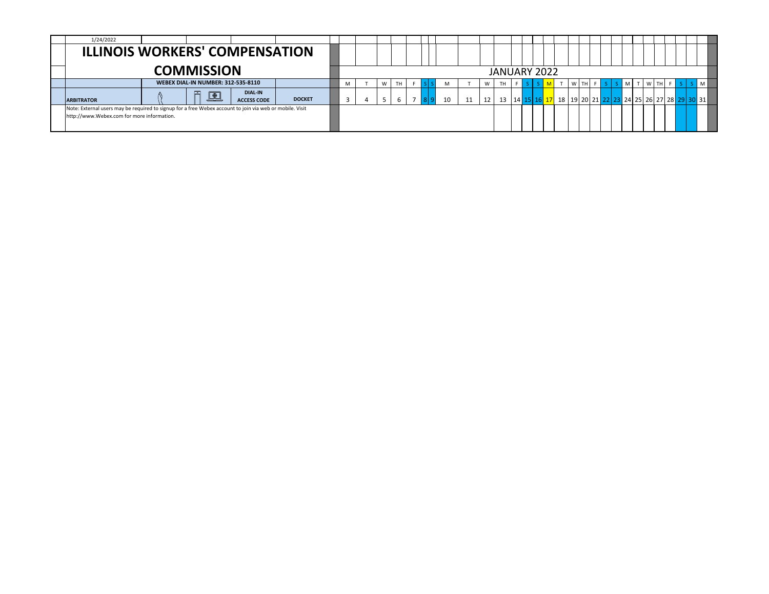1/24/2022

# ILLINOIS WORKERS' COMPENSATION COMMISSION

**WEBEX DIAL-IN NUMBER: 312-535-8110**

| ARBITRATOR | | | DIAL-IN ACCESS CODE | DOCKET |
|---|---|---|---|---|

Note: External users may be required to signup for a free Webex account to join via web or mobile. Visit http://www.Webex.com for more information.

## JANUARY 2022

| M | T | W | TH | F | S | S | M | T | W | TH | F | S | S | M | T | W | TH | F | S | S | M | T | W | TH | F | S | S | M |
|---|---|---|---|---|---|---|---|---|---|---|---|---|---|---|---|---|---|---|---|---|---|---|---|---|---|---|---|---|
| 3 | 4 | 5 | 6 | 7 | 8 | 9 | 10 | 11 | 12 | 13 | 14 | 15 | 16 | 17 | 18 | 19 | 20 | 21 | 22 | 23 | 24 | 25 | 26 | 27 | 28 | 29 | 30 | 31 |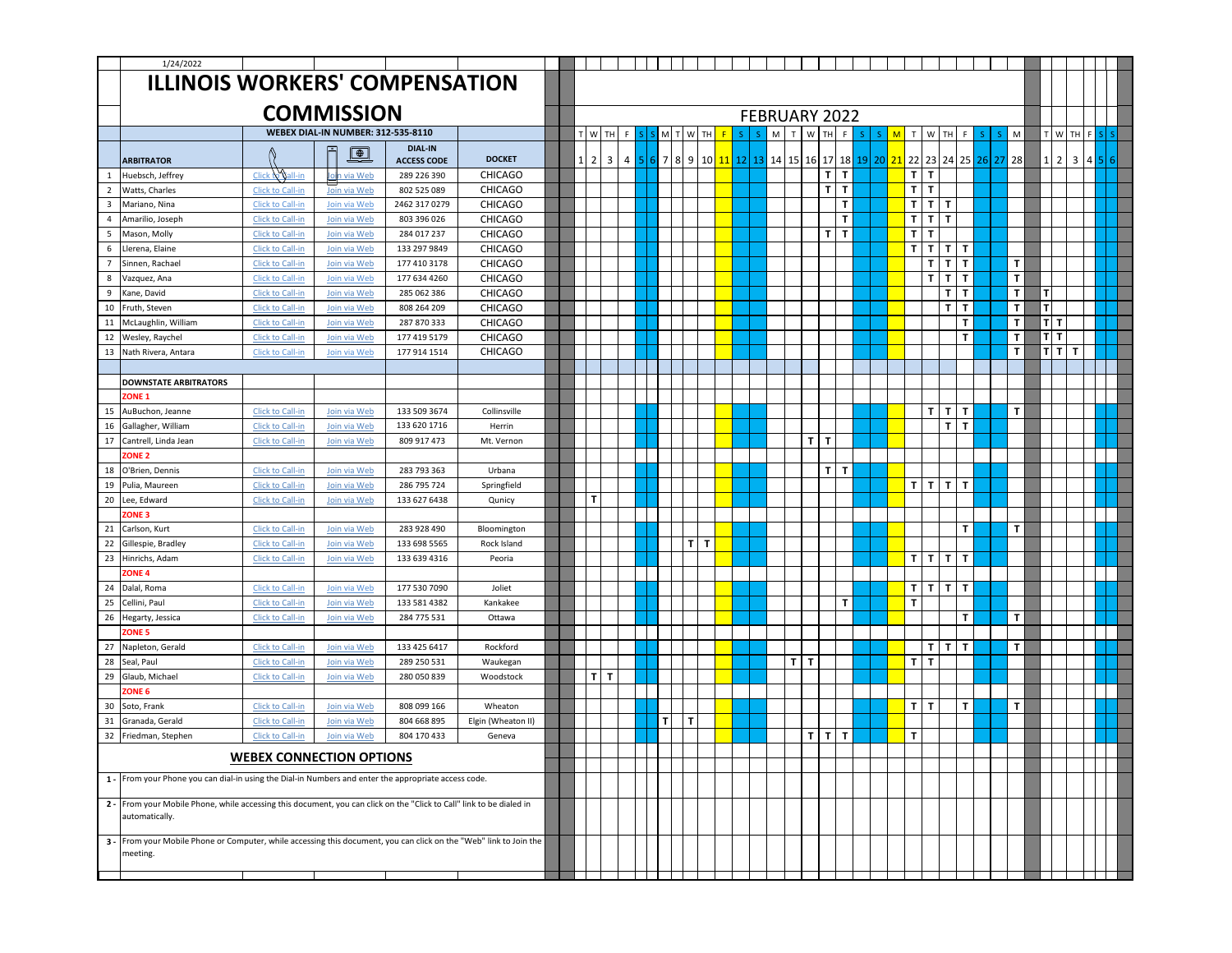1/24/2022

# ILLINOIS WORKERS' COMPENSATION COMMISSION

## FEBRUARY 2022

WEBEX DIAL-IN NUMBER: 312-535-8110

| | ARBITRATOR | | | DIAL-IN ACCESS CODE | DOCKET | T 1 | W 2 | TH 3 | F 4 | S 5 | S 6 | M 7 | T 8 | W 9 | TH 10 | F 11 | S 12 | S 13 | M 14 | T 15 | W 16 | TH 17 | F 18 | S 19 | S 20 | M 21 | T 22 | W 23 | TH 24 | F 25 | S 26 | S 27 | M 28 | T 1 | W 2 | TH 3 | F 4 | S 5 | S 6 |
|---|---|---|---|---|---|---|---|---|---|---|---|---|---|---|---|---|---|---|---|---|---|---|---|---|---|---|---|---|---|---|---|---|---|---|---|---|---|---|---|
| 1 | Huebsch, Jeffrey | Click to Call-in | Join via Web | 289 226 390 | CHICAGO | | | | | | | | | | | | | | | | | T | T | | | | T | T | | | | | | | | | | | |
| 2 | Watts, Charles | Click to Call-in | Join via Web | 802 525 089 | CHICAGO | | | | | | | | | | | | | | | | | T | T | | | | T | T | | | | | | | | | | | |
| 3 | Mariano, Nina | Click to Call-in | Join via Web | 2462 317 0279 | CHICAGO | | | | | | | | | | | | | | | | | | T | | | | T | T | T | | | | | | | | | | |
| 4 | Amarilio, Joseph | Click to Call-in | Join via Web | 803 396 026 | CHICAGO | | | | | | | | | | | | | | | | | | T | | | | T | T | T | | | | | | | | | | |
| 5 | Mason, Molly | Click to Call-in | Join via Web | 284 017 237 | CHICAGO | | | | | | | | | | | | | | | | | T | T | | | | T | T | | | | | | | | | | | |
| 6 | Llerena, Elaine | Click to Call-in | Join via Web | 133 297 9849 | CHICAGO | | | | | | | | | | | | | | | | | | | | | | T | T | T | T | | | | | | | | | |
| 7 | Sinnen, Rachael | Click to Call-in | Join via Web | 177 410 3178 | CHICAGO | | | | | | | | | | | | | | | | | | | | | | | T | T | T | | | T | | | | | | |
| 8 | Vazquez, Ana | Click to Call-in | Join via Web | 177 634 4260 | CHICAGO | | | | | | | | | | | | | | | | | | | | | | | T | T | T | | | T | | | | | | |
| 9 | Kane, David | Click to Call-in | Join via Web | 285 062 386 | CHICAGO | | | | | | | | | | | | | | | | | | | | | | | | T | T | | | T | T | | | | | |
| 10 | Fruth, Steven | Click to Call-in | Join via Web | 808 264 209 | CHICAGO | | | | | | | | | | | | | | | | | | | | | | | | T | T | | | T | T | | | | | |
| 11 | McLaughlin, William | Click to Call-in | Join via Web | 287 870 333 | CHICAGO | | | | | | | | | | | | | | | | | | | | | | | | | T | | | T | T | T | | | | |
| 12 | Wesley, Raychel | Click to Call-in | Join via Web | 177 419 5179 | CHICAGO | | | | | | | | | | | | | | | | | | | | | | | | | T | | | T | T | T | | | | |
| 13 | Nath Rivera, Antara | Click to Call-in | Join via Web | 177 914 1514 | CHICAGO | | | | | | | | | | | | | | | | | | | | | | | | | | | | T | T | T | T | | | |
| | **DOWNSTATE ARBITRATORS** | | | | | | | | | | | | | | | | | | | | | | | | | | | | | | | | | | | | | | |
| | **ZONE 1** | | | | | | | | | | | | | | | | | | | | | | | | | | | | | | | | | | | | | | |
| 15 | AuBuchon, Jeanne | Click to Call-in | Join via Web | 133 509 3674 | Collinsville | | | | | | | | | | | | | | | | | | | | | | | T | T | T | | | T | | | | | | |
| 16 | Gallagher, William | Click to Call-in | Join via Web | 133 620 1716 | Herrin | | | | | | | | | | | | | | | | | | | | | | | | T | T | | | | | | | | | |
| 17 | Cantrell, Linda Jean | Click to Call-in | Join via Web | 809 917 473 | Mt. Vernon | | | | | | | | | | | | | | | | T | T | | | | | | | | | | | | | | | | | |
| | **ZONE 2** | | | | | | | | | | | | | | | | | | | | | | | | | | | | | | | | | | | | | | |
| 18 | O'Brien, Dennis | Click to Call-in | Join via Web | 283 793 363 | Urbana | | | | | | | | | | | | | | | | | T | T | | | | | | | | | | | | | | | | |
| 19 | Pulia, Maureen | Click to Call-in | Join via Web | 286 795 724 | Springfield | | | | | | | | | | | | | | | | | | | | | | T | T | T | T | | | | | | | | | |
| 20 | Lee, Edward | Click to Call-in | Join via Web | 133 627 6438 | Qunicy | | T | | | | | | | | | | | | | | | | | | | | | | | | | | | | | | | | |
| | **ZONE 3** | | | | | | | | | | | | | | | | | | | | | | | | | | | | | | | | | | | | | | |
| 21 | Carlson, Kurt | Click to Call-in | Join via Web | 283 928 490 | Bloomington | | | | | | | | | | | | | | | | | | | | | | | | | T | | | T | | | | | | |
| 22 | Gillespie, Bradley | Click to Call-in | Join via Web | 133 698 5565 | Rock Island | | | | | | | | | T | T | | | | | | | | | | | | | | | | | | | | | | | | |
| 23 | Hinrichs, Adam | Click to Call-in | Join via Web | 133 639 4316 | Peoria | | | | | | | | | | | | | | | | | | | | | | T | T | T | T | | | | | | | | | |
| | **ZONE 4** | | | | | | | | | | | | | | | | | | | | | | | | | | | | | | | | | | | | | | |
| 24 | Dalal, Roma | Click to Call-in | Join via Web | 177 530 7090 | Joliet | | | | | | | | | | | | | | | | | | | | | | T | T | T | T | | | | | | | | | |
| 25 | Cellini, Paul | Click to Call-in | Join via Web | 133 581 4382 | Kankakee | | | | | | | | | | | | | | | | | | T | | | | T | | | | | | | | | | | | |
| 26 | Hegarty, Jessica | Click to Call-in | Join via Web | 284 775 531 | Ottawa | | | | | | | | | | | | | | | | | | | | | | | | | T | | | T | | | | | | |
| | **ZONE 5** | | | | | | | | | | | | | | | | | | | | | | | | | | | | | | | | | | | | | | |
| 27 | Napleton, Gerald | Click to Call-in | Join via Web | 133 425 6417 | Rockford | | | | | | | | | | | | | | | | | | | | | | | T | T | T | | | T | | | | | | |
| 28 | Seal, Paul | Click to Call-in | Join via Web | 289 250 531 | Waukegan | | | | | | | | | | | | | | | T | T | | | | | | T | T | | | | | | | | | | | |
| 29 | Glaub, Michael | Click to Call-in | Join via Web | 280 050 839 | Woodstock | | T | T | | | | | | | | | | | | | | | | | | | | | | | | | | | | | | | |
| | **ZONE 6** | | | | | | | | | | | | | | | | | | | | | | | | | | | | | | | | | | | | | | |
| 30 | Soto, Frank | Click to Call-in | Join via Web | 808 099 166 | Wheaton | | | | | | | | | | | | | | | | | | | | | | T | T | | T | | | T | | | | | | |
| 31 | Granada, Gerald | Click to Call-in | Join via Web | 804 668 895 | Elgin (Wheaton II) | | | | | | | T | | T | | | | | | | | | | | | | | | | | | | | | | | | | |
| 32 | Friedman, Stephen | Click to Call-in | Join via Web | 804 170 433 | Geneva | | | | | | | | | | | | | | | | T | T | T | | | | T | | | | | | | | | | | | |

## WEBEX CONNECTION OPTIONS

1 - From your Phone you can dial-in using the Dial-in Numbers and enter the appropriate access code.

2 - From your Mobile Phone, while accessing this document, you can click on the "Click to Call" link to be dialed in automatically.

3 - From your Mobile Phone or Computer, while accessing this document, you can click on the "Web" link to Join the meeting.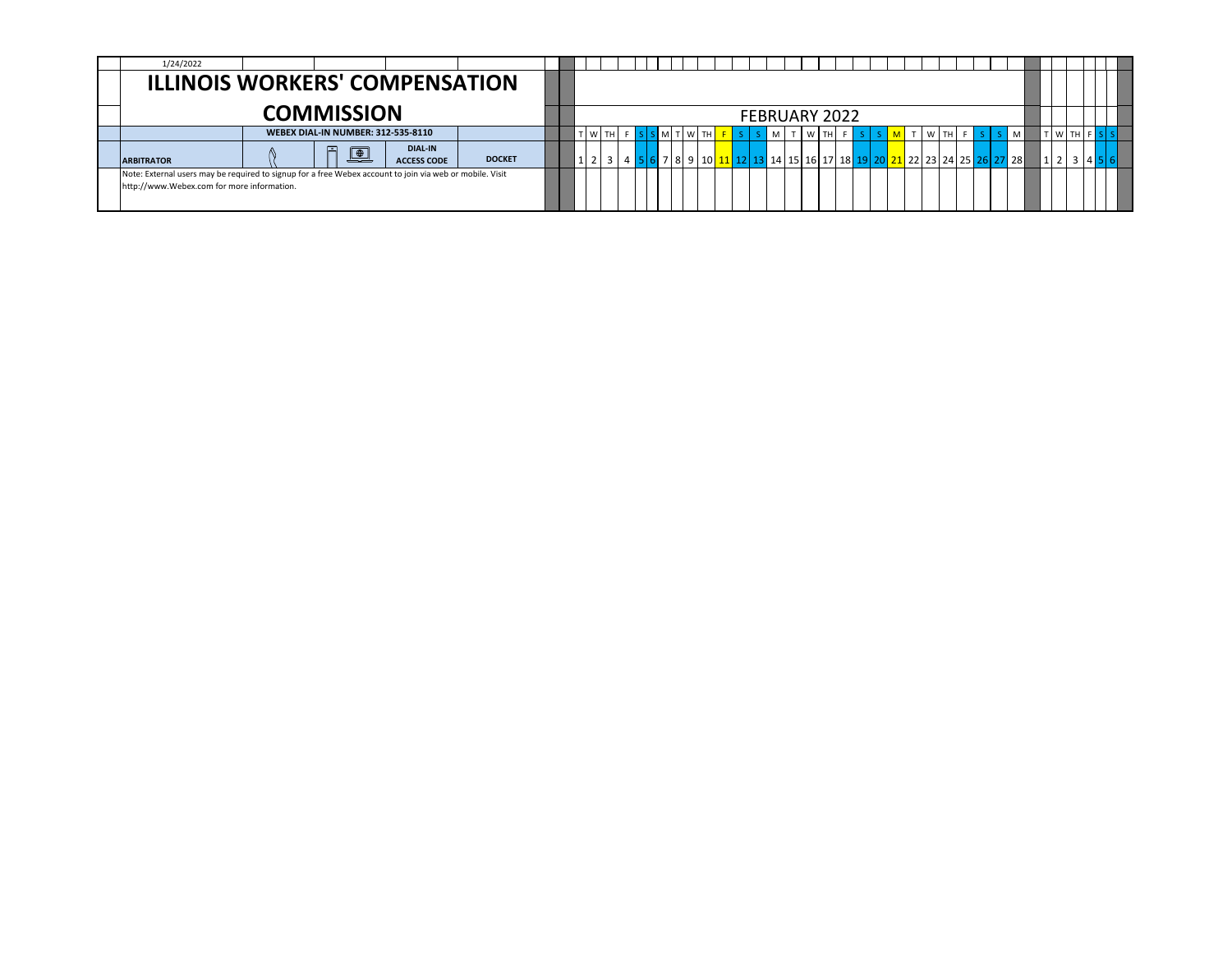1/24/2022

# ILLINOIS WORKERS' COMPENSATION COMMISSION

WEBEX DIAL-IN NUMBER: 312-535-8110

| ARBITRATOR | | | DIAL-IN ACCESS CODE | DOCKET |
| --- | --- | --- | --- | --- |

Note: External users may be required to signup for a free Webex account to join via web or mobile. Visit http://www.Webex.com for more information.

## FEBRUARY 2022

| T | W | TH | F | S | S | M | T | W | TH | F | S | S | M | T | W | TH | F | S | S | M | T | W | TH | F | S | S | M | T | W | TH | F | S | S |
| --- | --- | --- | --- | --- | --- | --- | --- | --- | --- | --- | --- | --- | --- | --- | --- | --- | --- | --- | --- | --- | --- | --- | --- | --- | --- | --- | --- | --- | --- | --- | --- | --- | --- |
| 1 | 2 | 3 | 4 | 5 | 6 | 7 | 8 | 9 | 10 | 11 | 12 | 13 | 14 | 15 | 16 | 17 | 18 | 19 | 20 | 21 | 22 | 23 | 24 | 25 | 26 | 27 | 28 | 1 | 2 | 3 | 4 | 5 | 6 |